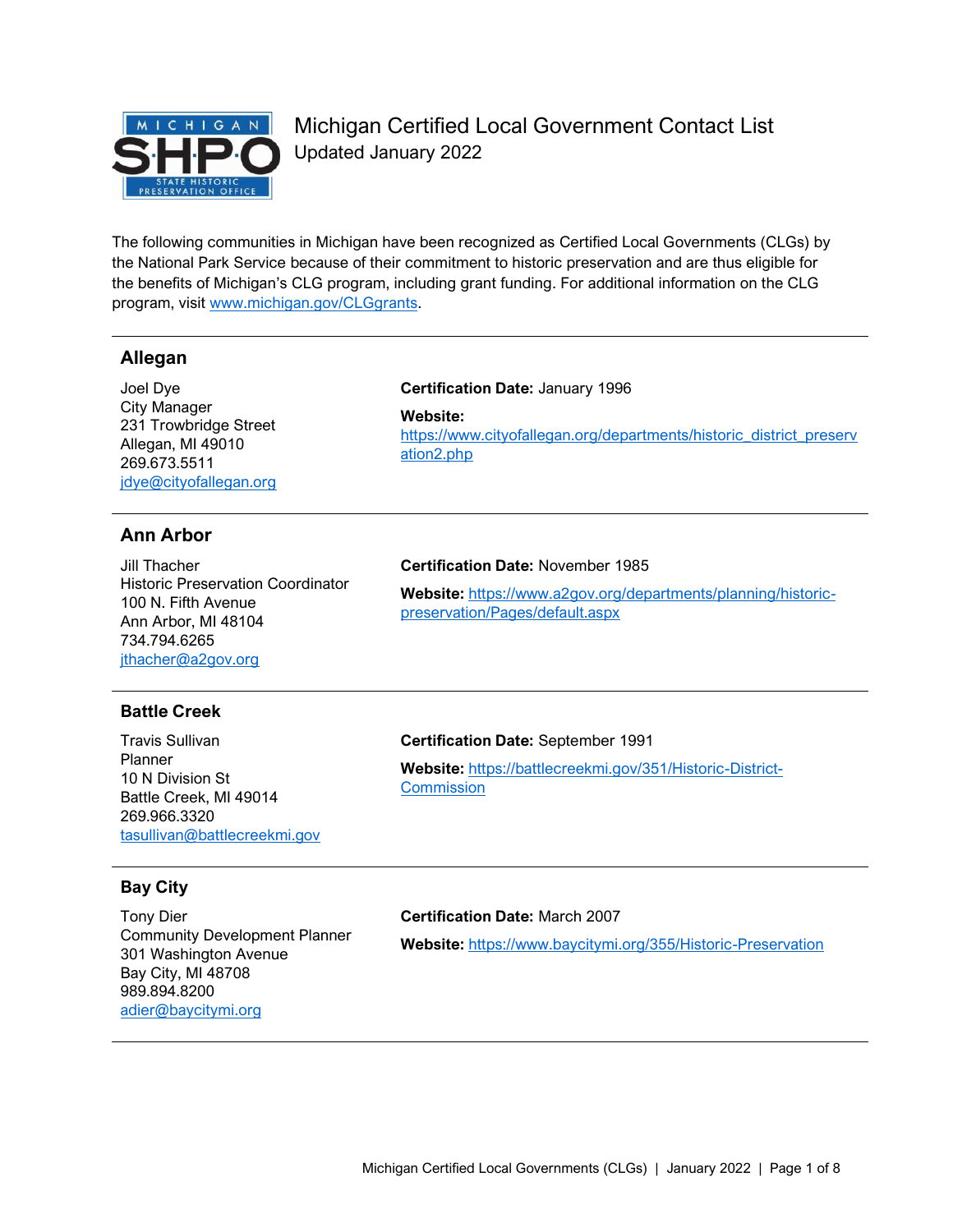# Michigan Certified Local Government Contact List

Updated January 2022

The following communities in Michigan have been recognized as Certified Local Governments (CLGs) by the National Park Service because of their commitment to historic preservation and are thus eligible for the benefits of Michigan's CLG program, including grant funding. For additional information on the CLG program, visit www.michigan.gov/CLGgrants.

---

## Allegan

Joel Dye
City Manager
231 Trowbridge Street
Allegan, MI 49010
269.673.5511
jdye@cityofallegan.org

**Certification Date:** January 1996

**Website:** https://www.cityofallegan.org/departments/historic_district_preservation2.php

---

## Ann Arbor

Jill Thacher
Historic Preservation Coordinator
100 N. Fifth Avenue
Ann Arbor, MI 48104
734.794.6265
jthacher@a2gov.org

**Certification Date:** November 1985

**Website:** https://www.a2gov.org/departments/planning/historic-preservation/Pages/default.aspx

---

## Battle Creek

Travis Sullivan
Planner
10 N Division St
Battle Creek, MI 49014
269.966.3320
tasullivan@battlecreekmi.gov

**Certification Date:** September 1991

**Website:** https://battlecreekmi.gov/351/Historic-District-Commission

---

## Bay City

Tony Dier
Community Development Planner
301 Washington Avenue
Bay City, MI 48708
989.894.8200
adier@baycitymi.org

**Certification Date:** March 2007

**Website:** https://www.baycitymi.org/355/Historic-Preservation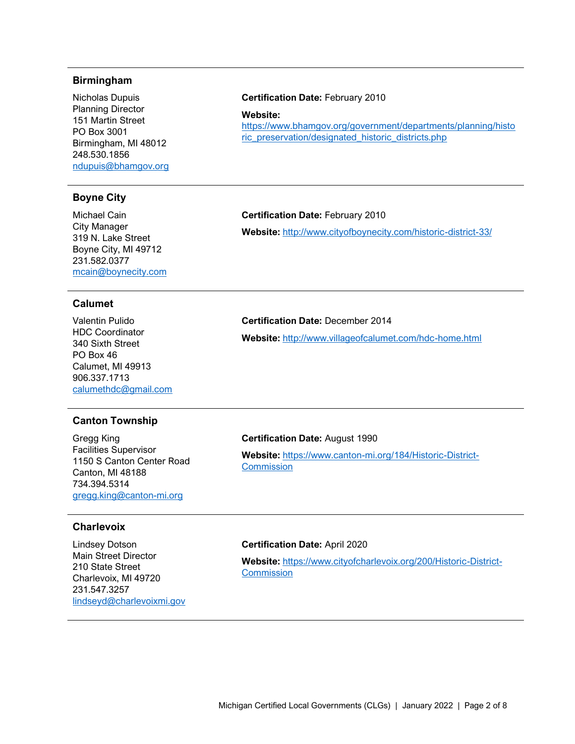### Birmingham

Nicholas Dupuis
Planning Director
151 Martin Street
PO Box 3001
Birmingham, MI 48012
248.530.1856
ndupuis@bhamgov.org

**Certification Date:** February 2010

**Website:** https://www.bhamgov.org/government/departments/planning/historic_preservation/designated_historic_districts.php

---

### Boyne City

Michael Cain
City Manager
319 N. Lake Street
Boyne City, MI 49712
231.582.0377
mcain@boynecity.com

**Certification Date:** February 2010

**Website:** http://www.cityofboynecity.com/historic-district-33/

---

### Calumet

Valentin Pulido
HDC Coordinator
340 Sixth Street
PO Box 46
Calumet, MI 49913
906.337.1713
calumethdc@gmail.com

**Certification Date:** December 2014

**Website:** http://www.villageofcalumet.com/hdc-home.html

---

### Canton Township

Gregg King
Facilities Supervisor
1150 S Canton Center Road
Canton, MI 48188
734.394.5314
gregg.king@canton-mi.org

**Certification Date:** August 1990

**Website:** https://www.canton-mi.org/184/Historic-District-Commission

---

### Charlevoix

Lindsey Dotson
Main Street Director
210 State Street
Charlevoix, MI 49720
231.547.3257
lindseyd@charlevoixmi.gov

**Certification Date:** April 2020

**Website:** https://www.cityofcharlevoix.org/200/Historic-District-Commission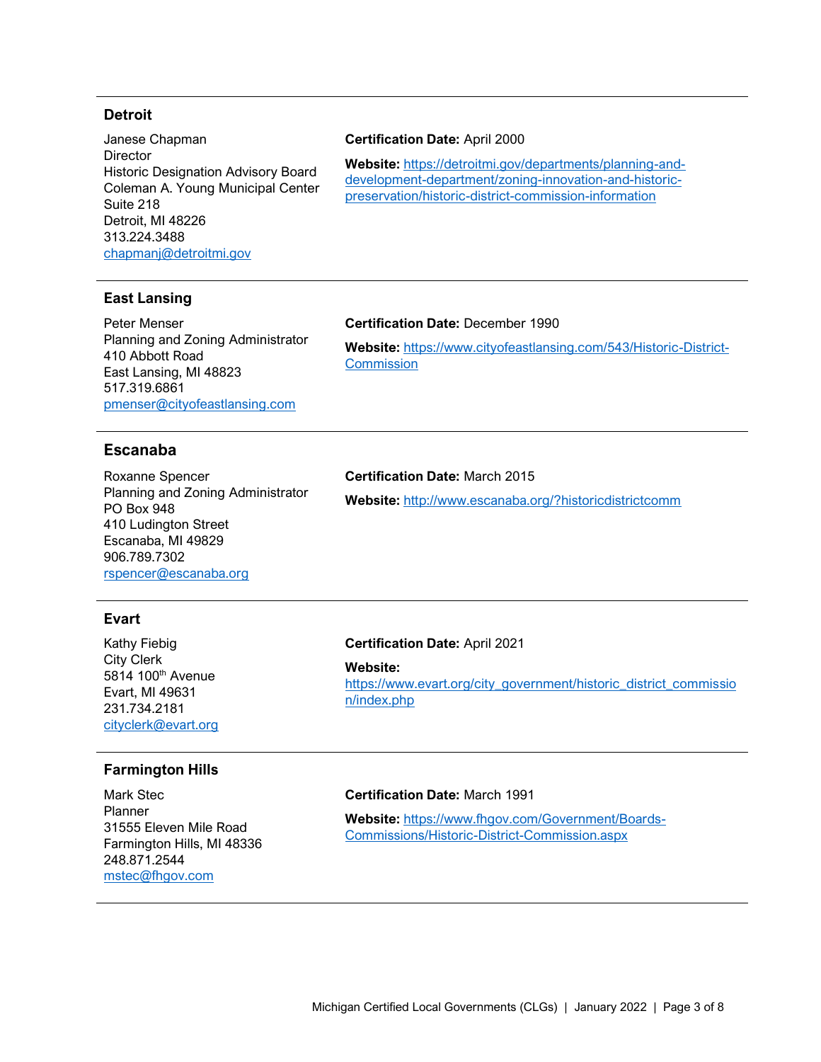### Detroit

Janese Chapman
Director
Historic Designation Advisory Board
Coleman A. Young Municipal Center
Suite 218
Detroit, MI 48226
313.224.3488
[chapmanj@detroitmi.gov](mailto:chapmanj@detroitmi.gov)

**Certification Date:** April 2000

**Website:** [https://detroitmi.gov/departments/planning-and-development-department/zoning-innovation-and-historic-preservation/historic-district-commission-information](https://detroitmi.gov/departments/planning-and-development-department/zoning-innovation-and-historic-preservation/historic-district-commission-information)

### East Lansing

Peter Menser
Planning and Zoning Administrator
410 Abbott Road
East Lansing, MI 48823
517.319.6861
[pmenser@cityofeastlansing.com](mailto:pmenser@cityofeastlansing.com)

**Certification Date:** December 1990

**Website:** [https://www.cityofeastlansing.com/543/Historic-District-Commission](https://www.cityofeastlansing.com/543/Historic-District-Commission)

### Escanaba

Roxanne Spencer
Planning and Zoning Administrator
PO Box 948
410 Ludington Street
Escanaba, MI 49829
906.789.7302
[rspencer@escanaba.org](mailto:rspencer@escanaba.org)

**Certification Date:** March 2015

**Website:** [http://www.escanaba.org/?historicdistrictcomm](http://www.escanaba.org/?historicdistrictcomm)

### Evart

Kathy Fiebig
City Clerk
5814 100th Avenue
Evart, MI 49631
231.734.2181
[cityclerk@evart.org](mailto:cityclerk@evart.org)

**Certification Date:** April 2021

**Website:** [https://www.evart.org/city_government/historic_district_commission/index.php](https://www.evart.org/city_government/historic_district_commission/index.php)

### Farmington Hills

Mark Stec
Planner
31555 Eleven Mile Road
Farmington Hills, MI 48336
248.871.2544
[mstec@fhgov.com](mailto:mstec@fhgov.com)

**Certification Date:** March 1991

**Website:** [https://www.fhgov.com/Government/Boards-Commissions/Historic-District-Commission.aspx](https://www.fhgov.com/Government/Boards-Commissions/Historic-District-Commission.aspx)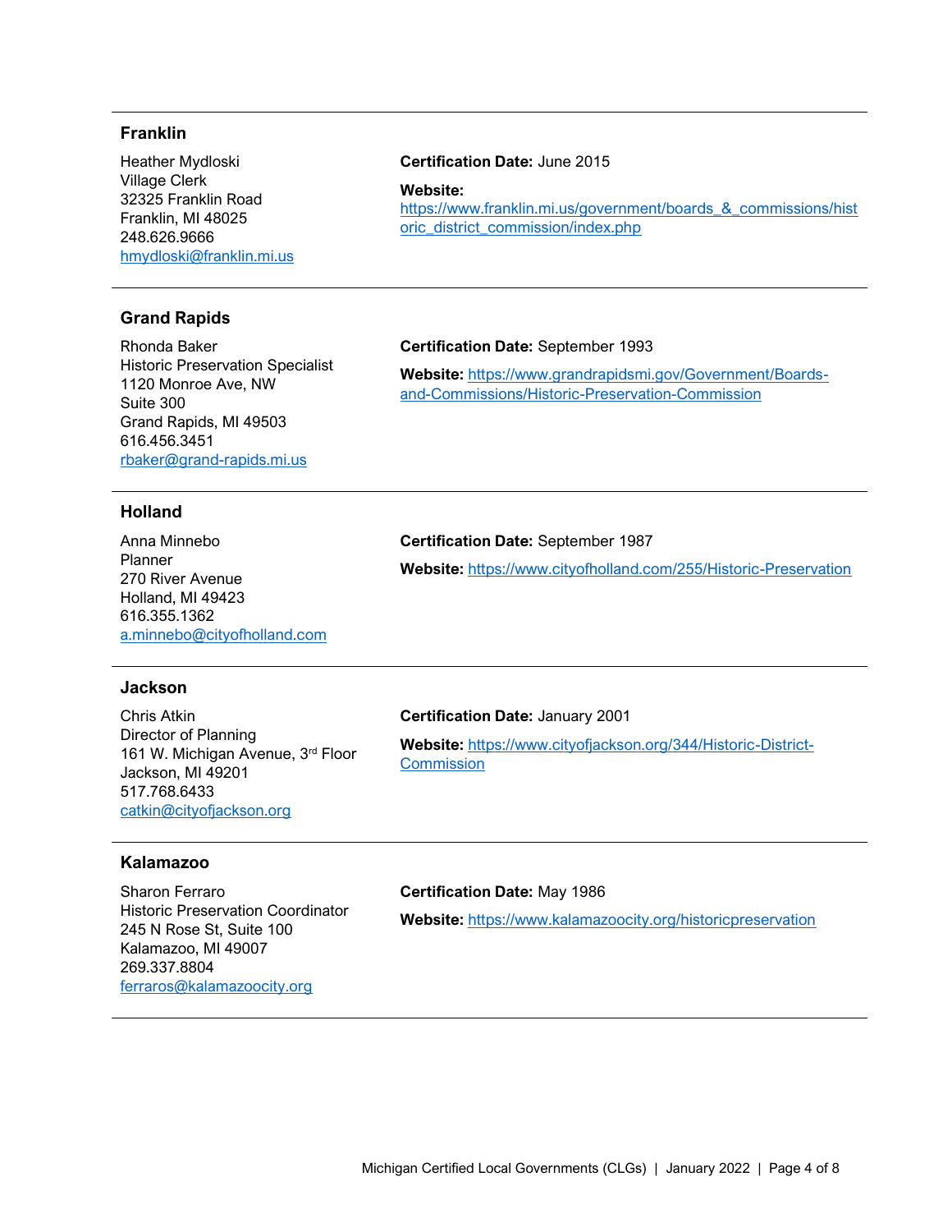### Franklin

Heather Mydloski
Village Clerk
32325 Franklin Road
Franklin, MI 48025
248.626.9666
hmydloski@franklin.mi.us

**Certification Date:** June 2015

**Website:**
https://www.franklin.mi.us/government/boards_&_commissions/historic_district_commission/index.php

---

### Grand Rapids

Rhonda Baker
Historic Preservation Specialist
1120 Monroe Ave, NW
Suite 300
Grand Rapids, MI 49503
616.456.3451
rbaker@grand-rapids.mi.us

**Certification Date:** September 1993

**Website:** https://www.grandrapidsmi.gov/Government/Boards-and-Commissions/Historic-Preservation-Commission

---

### Holland

Anna Minnebo
Planner
270 River Avenue
Holland, MI 49423
616.355.1362
a.minnebo@cityofholland.com

**Certification Date:** September 1987

**Website:** https://www.cityofholland.com/255/Historic-Preservation

---

### Jackson

Chris Atkin
Director of Planning
161 W. Michigan Avenue, 3rd Floor
Jackson, MI 49201
517.768.6433
catkin@cityofjackson.org

**Certification Date:** January 2001

**Website:** https://www.cityofjackson.org/344/Historic-District-Commission

---

### Kalamazoo

Sharon Ferraro
Historic Preservation Coordinator
245 N Rose St, Suite 100
Kalamazoo, MI 49007
269.337.8804
ferraros@kalamazoocity.org

**Certification Date:** May 1986

**Website:** https://www.kalamazoocity.org/historicpreservation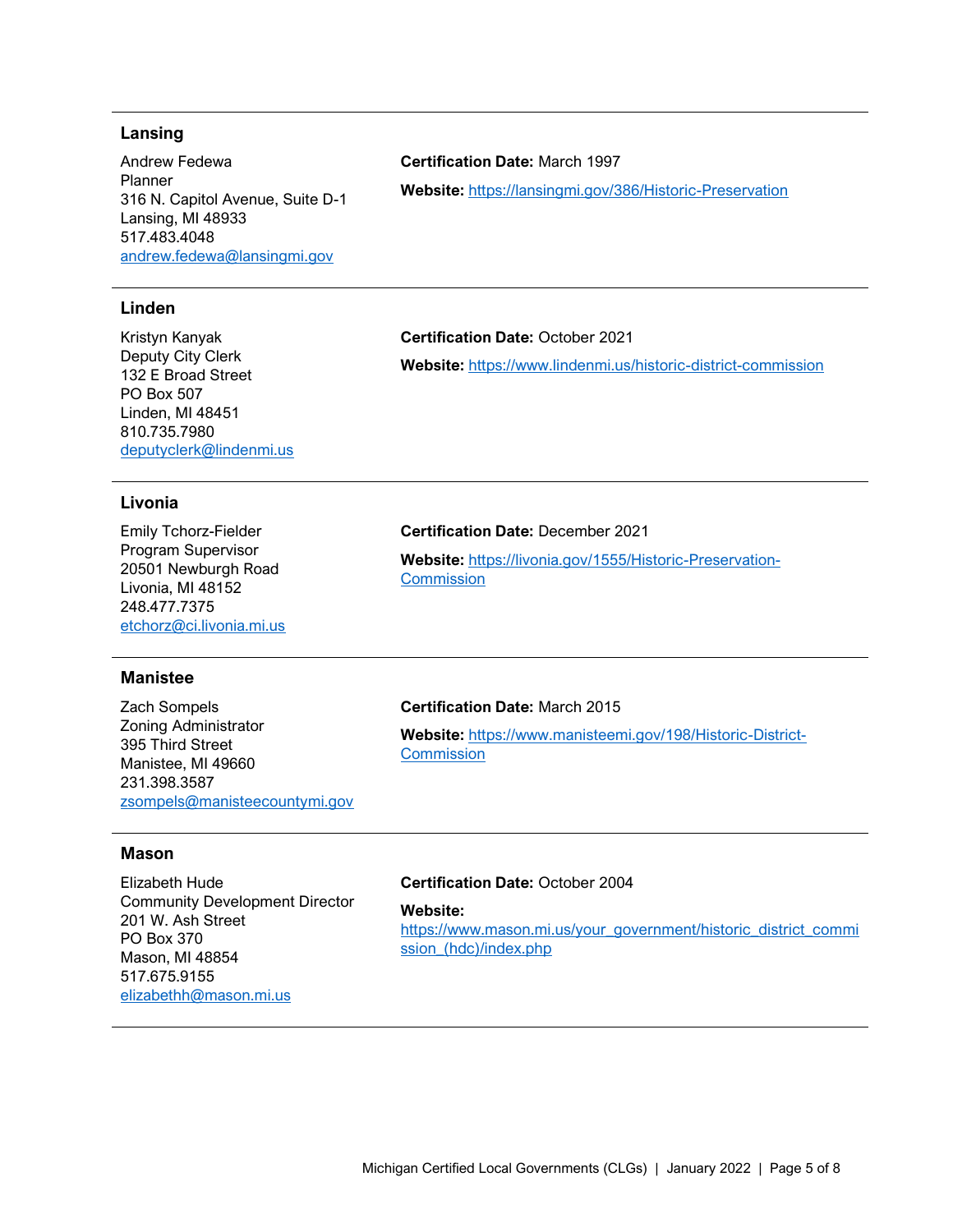---

### Lansing

Andrew Fedewa
Planner
316 N. Capitol Avenue, Suite D-1
Lansing, MI 48933
517.483.4048
andrew.fedewa@lansingmi.gov

**Certification Date:** March 1997

**Website:** https://lansingmi.gov/386/Historic-Preservation

---

### Linden

Kristyn Kanyak
Deputy City Clerk
132 E Broad Street
PO Box 507
Linden, MI 48451
810.735.7980
deputyclerk@lindenmi.us

**Certification Date:** October 2021

**Website:** https://www.lindenmi.us/historic-district-commission

---

### Livonia

Emily Tchorz-Fielder
Program Supervisor
20501 Newburgh Road
Livonia, MI 48152
248.477.7375
etchorz@ci.livonia.mi.us

**Certification Date:** December 2021

**Website:** https://livonia.gov/1555/Historic-Preservation-Commission

---

### Manistee

Zach Sompels
Zoning Administrator
395 Third Street
Manistee, MI 49660
231.398.3587
zsompels@manisteecountymi.gov

**Certification Date:** March 2015

**Website:** https://www.manisteemi.gov/198/Historic-District-Commission

---

### Mason

Elizabeth Hude
Community Development Director
201 W. Ash Street
PO Box 370
Mason, MI 48854
517.675.9155
elizabethh@mason.mi.us

**Certification Date:** October 2004

**Website:** https://www.mason.mi.us/your_government/historic_district_commission_(hdc)/index.php

---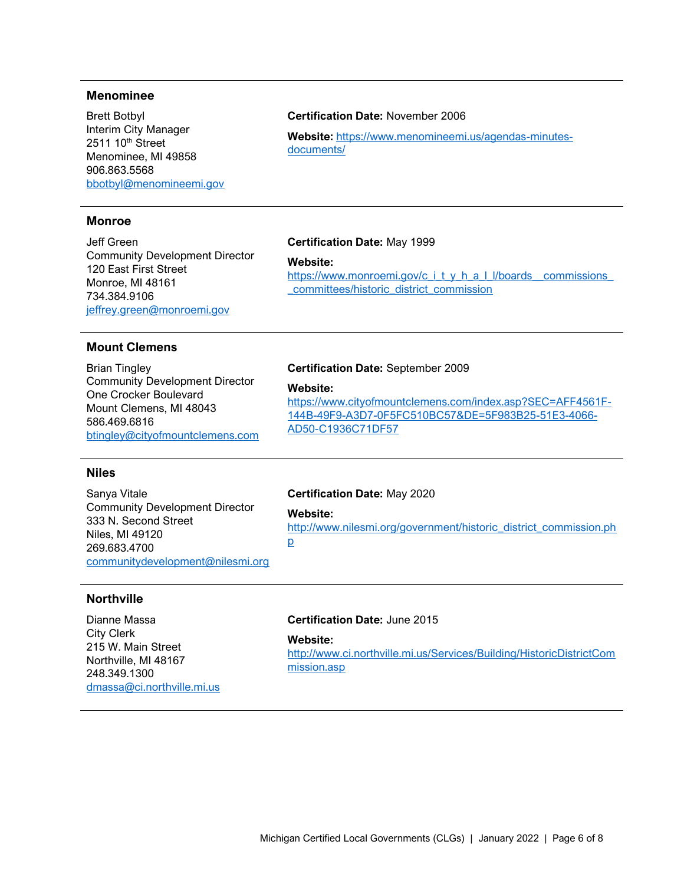### Menominee

Brett Botbyl
Interim City Manager
2511 10th Street
Menominee, MI 49858
906.863.5568
bbotbyl@menomineemi.gov

**Certification Date:** November 2006

**Website:** https://www.menomineemi.us/agendas-minutes-documents/

---

### Monroe

Jeff Green
Community Development Director
120 East First Street
Monroe, MI 48161
734.384.9106
jeffrey.green@monroemi.gov

**Certification Date:** May 1999

**Website:** https://www.monroemi.gov/c_i_t_y_h_a_l_l/boards__commissions__committees/historic_district_commission

---

### Mount Clemens

Brian Tingley
Community Development Director
One Crocker Boulevard
Mount Clemens, MI 48043
586.469.6816
btingley@cityofmountclemens.com

**Certification Date:** September 2009

**Website:** https://www.cityofmountclemens.com/index.asp?SEC=AFF4561F-144B-49F9-A3D7-0F5FC510BC57&DE=5F983B25-51E3-4066-AD50-C1936C71DF57

---

### Niles

Sanya Vitale
Community Development Director
333 N. Second Street
Niles, MI 49120
269.683.4700
communitydevelopment@nilesmi.org

**Certification Date:** May 2020

**Website:** http://www.nilesmi.org/government/historic_district_commission.php

---

### Northville

Dianne Massa
City Clerk
215 W. Main Street
Northville, MI 48167
248.349.1300
dmassa@ci.northville.mi.us

**Certification Date:** June 2015

**Website:** http://www.ci.northville.mi.us/Services/Building/HistoricDistrictCommission.asp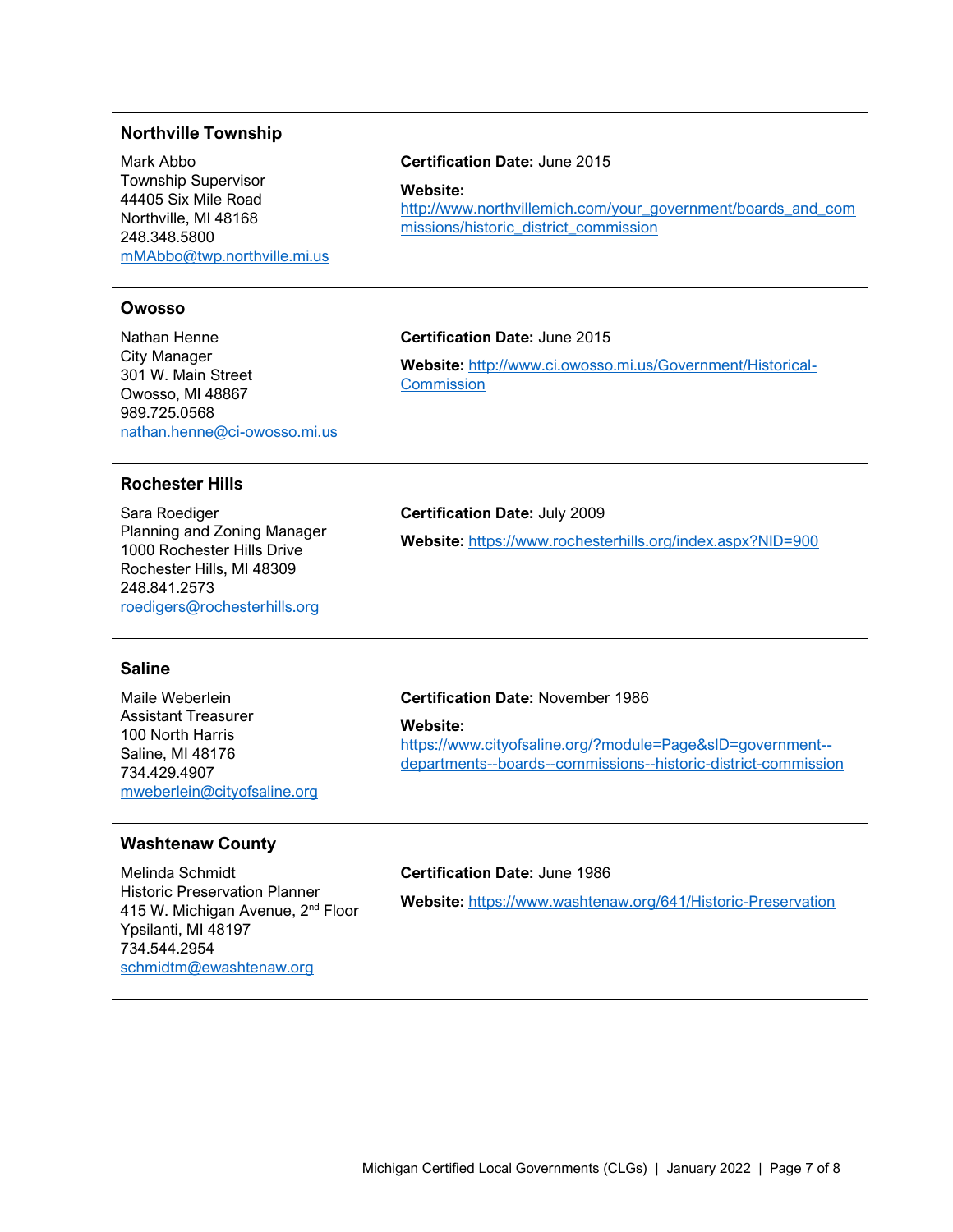### Northville Township

Mark Abbo
Township Supervisor
44405 Six Mile Road
Northville, MI 48168
248.348.5800
mMAbbo@twp.northville.mi.us

**Certification Date:** June 2015

**Website:** http://www.northvillemich.com/your_government/boards_and_commissions/historic_district_commission

### Owosso

Nathan Henne
City Manager
301 W. Main Street
Owosso, MI 48867
989.725.0568
nathan.henne@ci-owosso.mi.us

**Certification Date:** June 2015

**Website:** http://www.ci.owosso.mi.us/Government/Historical-Commission

### Rochester Hills

Sara Roediger
Planning and Zoning Manager
1000 Rochester Hills Drive
Rochester Hills, MI 48309
248.841.2573
roedigers@rochesterhills.org

**Certification Date:** July 2009

**Website:** https://www.rochesterhills.org/index.aspx?NID=900

### Saline

Maile Weberlein
Assistant Treasurer
100 North Harris
Saline, MI 48176
734.429.4907
mweberlein@cityofsaline.org

**Certification Date:** November 1986

**Website:** https://www.cityofsaline.org/?module=Page&sID=government--departments--boards--commissions--historic-district-commission

### Washtenaw County

Melinda Schmidt
Historic Preservation Planner
415 W. Michigan Avenue, 2nd Floor
Ypsilanti, MI 48197
734.544.2954
schmidtm@ewashtenaw.org

**Certification Date:** June 1986

**Website:** https://www.washtenaw.org/641/Historic-Preservation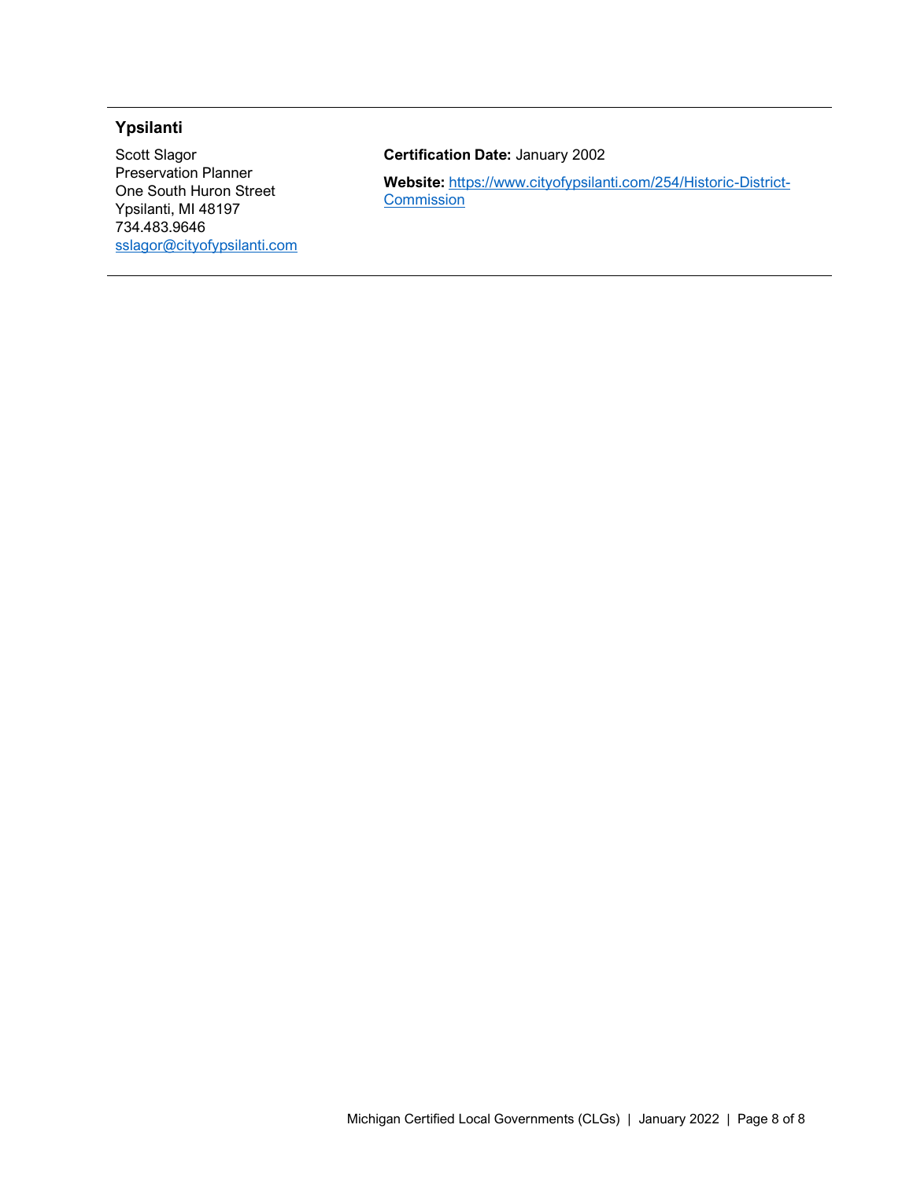### Ypsilanti

Scott Slagor
Preservation Planner
One South Huron Street
Ypsilanti, MI 48197
734.483.9646
sslagor@cityofypsilanti.com

**Certification Date:** January 2002

**Website:** https://www.cityofypsilanti.com/254/Historic-District-Commission